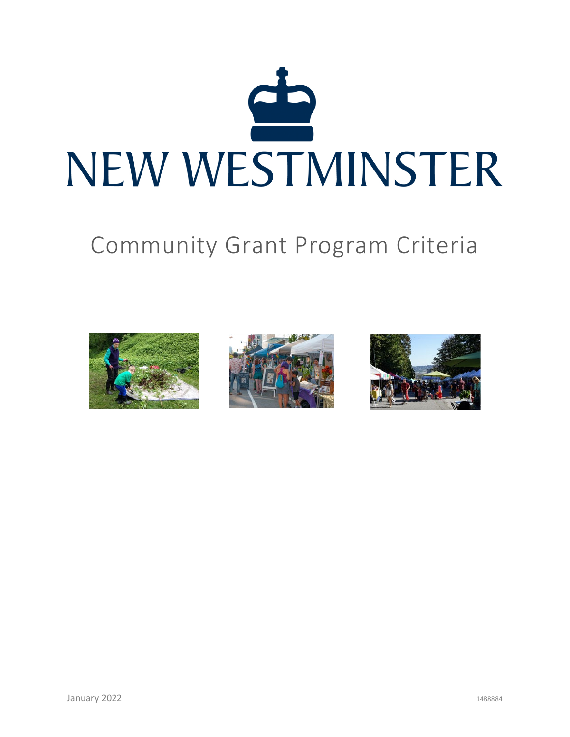# NEW WESTMINSTER

## Community Grant Program Criteria

January 2022

1488884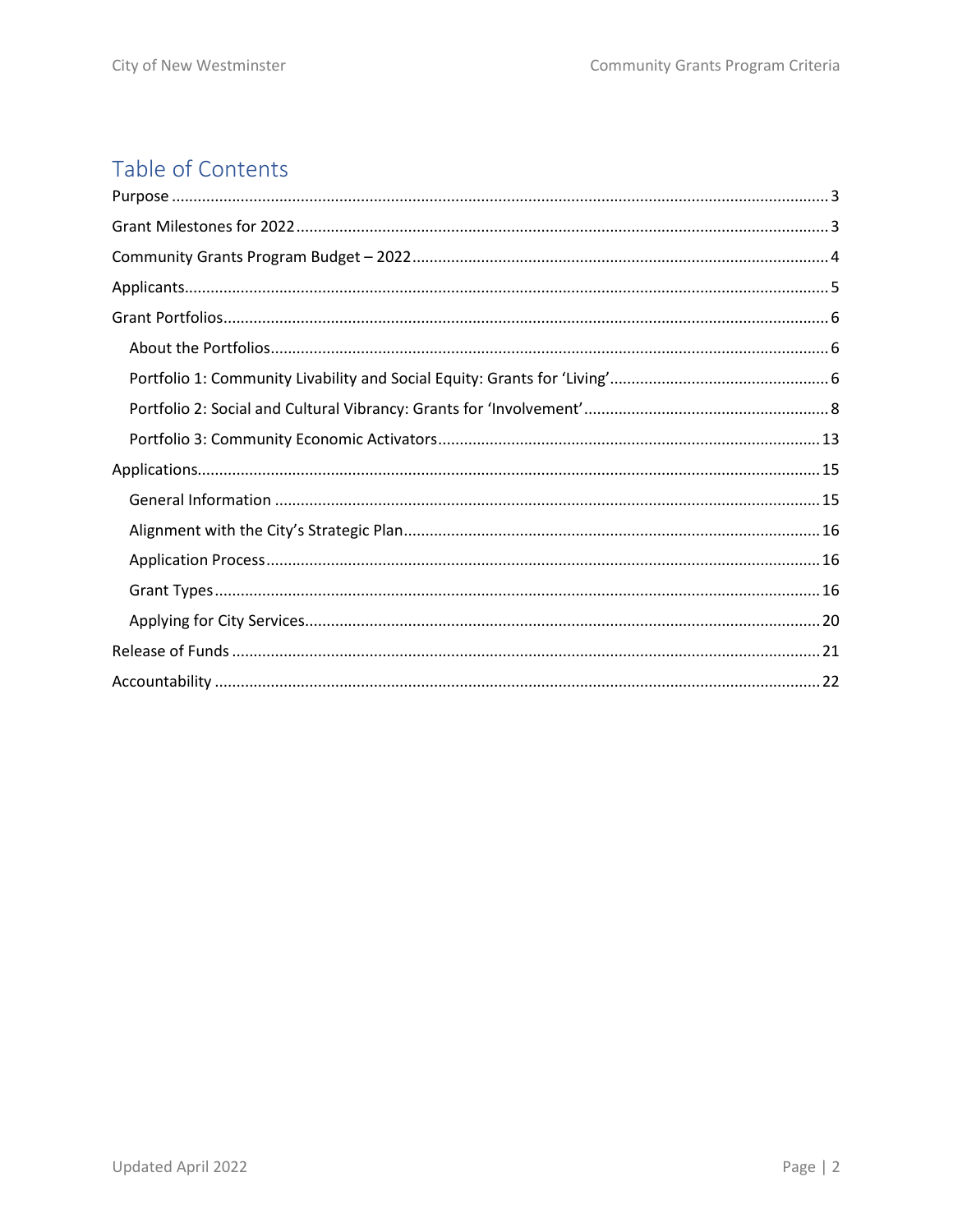# Table of Contents

- Purpose ... 3
- Grant Milestones for 2022 ... 3
- Community Grants Program Budget – 2022 ... 4
- Applicants ... 5
- Grant Portfolios ... 6
  - About the Portfolios ... 6
  - Portfolio 1: Community Livability and Social Equity: Grants for 'Living' ... 6
  - Portfolio 2: Social and Cultural Vibrancy: Grants for 'Involvement' ... 8
  - Portfolio 3: Community Economic Activators ... 13
- Applications ... 15
  - General Information ... 15
  - Alignment with the City's Strategic Plan ... 16
  - Application Process ... 16
  - Grant Types ... 16
  - Applying for City Services ... 20
- Release of Funds ... 21
- Accountability ... 22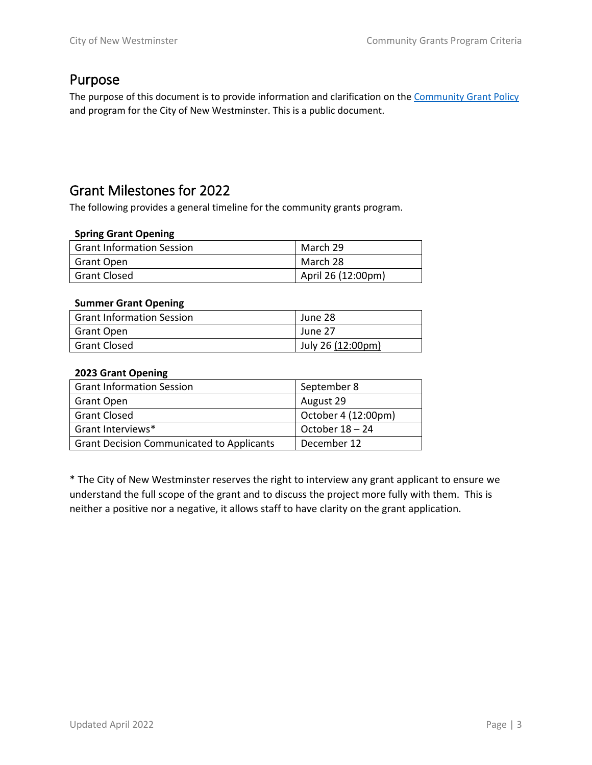## Purpose

The purpose of this document is to provide information and clarification on the Community Grant Policy and program for the City of New Westminster. This is a public document.

## Grant Milestones for 2022

The following provides a general timeline for the community grants program.

**Spring Grant Opening**

| | |
|---|---|
| Grant Information Session | March 29 |
| Grant Open | March 28 |
| Grant Closed | April 26 (12:00pm) |

**Summer Grant Opening**

| | |
|---|---|
| Grant Information Session | June 28 |
| Grant Open | June 27 |
| Grant Closed | July 26 (12:00pm) |

**2023 Grant Opening**

| | |
|---|---|
| Grant Information Session | September 8 |
| Grant Open | August 29 |
| Grant Closed | October 4 (12:00pm) |
| Grant Interviews* | October 18 – 24 |
| Grant Decision Communicated to Applicants | December 12 |

* The City of New Westminster reserves the right to interview any grant applicant to ensure we understand the full scope of the grant and to discuss the project more fully with them. This is neither a positive nor a negative, it allows staff to have clarity on the grant application.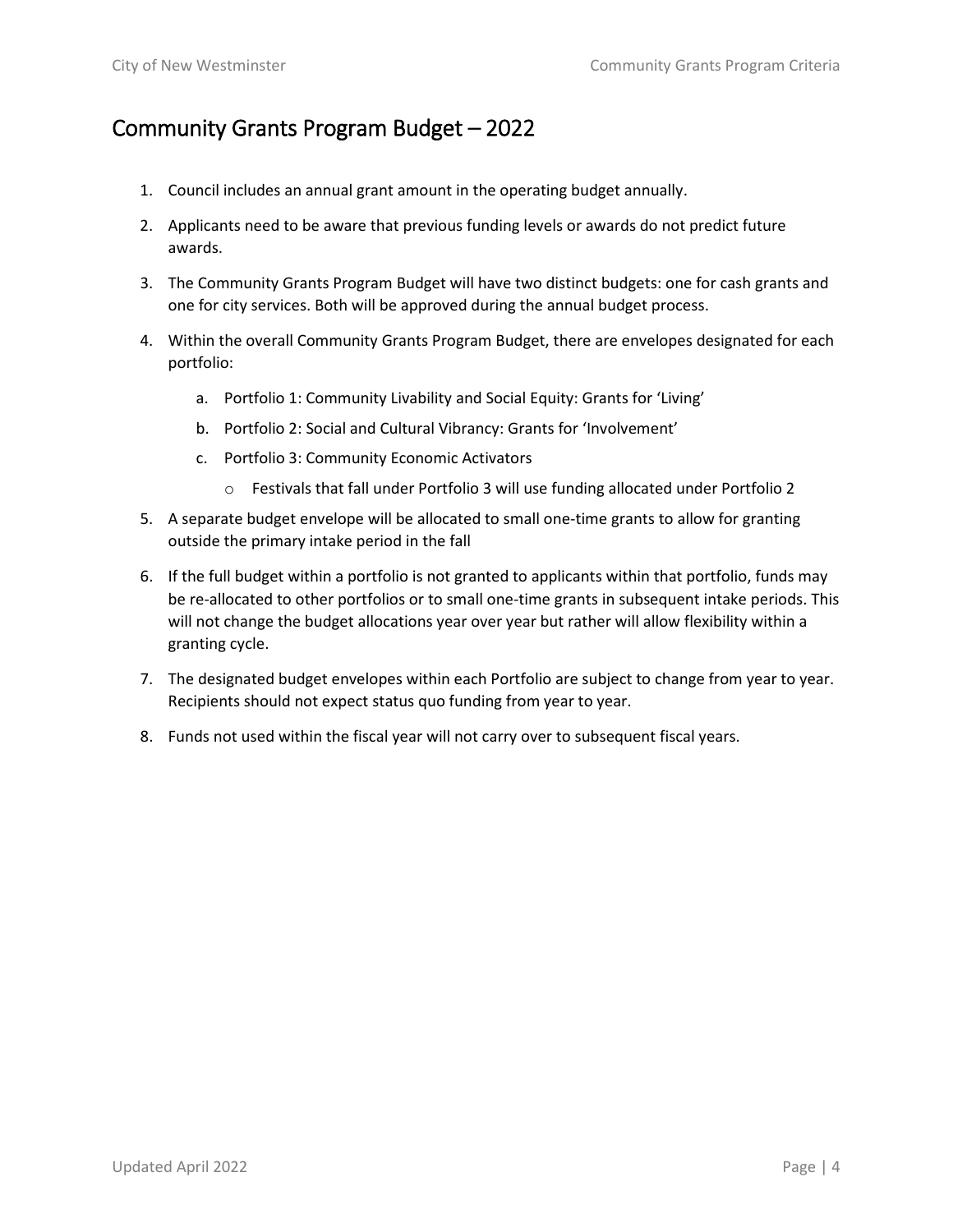## Community Grants Program Budget – 2022

1. Council includes an annual grant amount in the operating budget annually.
2. Applicants need to be aware that previous funding levels or awards do not predict future awards.
3. The Community Grants Program Budget will have two distinct budgets: one for cash grants and one for city services. Both will be approved during the annual budget process.
4. Within the overall Community Grants Program Budget, there are envelopes designated for each portfolio:
    a. Portfolio 1: Community Livability and Social Equity: Grants for 'Living'
    b. Portfolio 2: Social and Cultural Vibrancy: Grants for 'Involvement'
    c. Portfolio 3: Community Economic Activators
        - Festivals that fall under Portfolio 3 will use funding allocated under Portfolio 2
5. A separate budget envelope will be allocated to small one-time grants to allow for granting outside the primary intake period in the fall
6. If the full budget within a portfolio is not granted to applicants within that portfolio, funds may be re-allocated to other portfolios or to small one-time grants in subsequent intake periods. This will not change the budget allocations year over year but rather will allow flexibility within a granting cycle.
7. The designated budget envelopes within each Portfolio are subject to change from year to year. Recipients should not expect status quo funding from year to year.
8. Funds not used within the fiscal year will not carry over to subsequent fiscal years.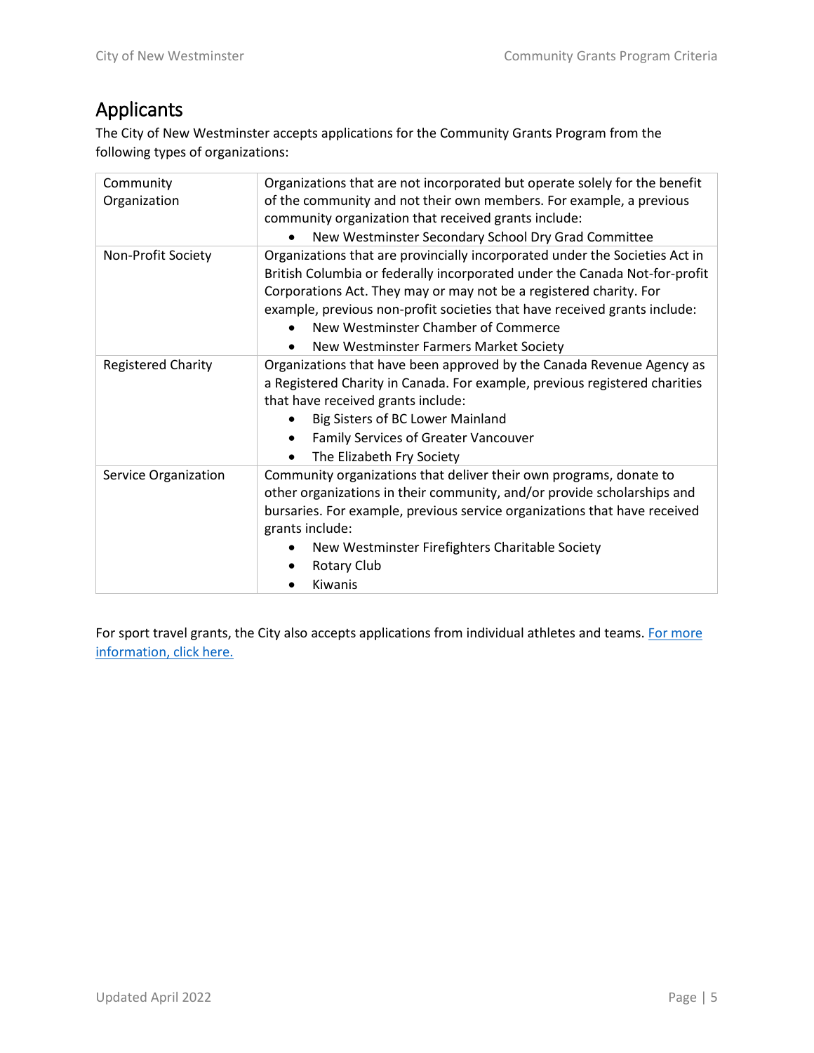## Applicants

The City of New Westminster accepts applications for the Community Grants Program from the following types of organizations:

| | |
|---|---|
| Community Organization | Organizations that are not incorporated but operate solely for the benefit of the community and not their own members. For example, a previous community organization that received grants include:<br>• New Westminster Secondary School Dry Grad Committee |
| Non-Profit Society | Organizations that are provincially incorporated under the Societies Act in British Columbia or federally incorporated under the Canada Not-for-profit Corporations Act. They may or may not be a registered charity. For example, previous non-profit societies that have received grants include:<br>• New Westminster Chamber of Commerce<br>• New Westminster Farmers Market Society |
| Registered Charity | Organizations that have been approved by the Canada Revenue Agency as a Registered Charity in Canada. For example, previous registered charities that have received grants include:<br>• Big Sisters of BC Lower Mainland<br>• Family Services of Greater Vancouver<br>• The Elizabeth Fry Society |
| Service Organization | Community organizations that deliver their own programs, donate to other organizations in their community, and/or provide scholarships and bursaries. For example, previous service organizations that have received grants include:<br>• New Westminster Firefighters Charitable Society<br>• Rotary Club<br>• Kiwanis |

For sport travel grants, the City also accepts applications from individual athletes and teams. For more information, click here.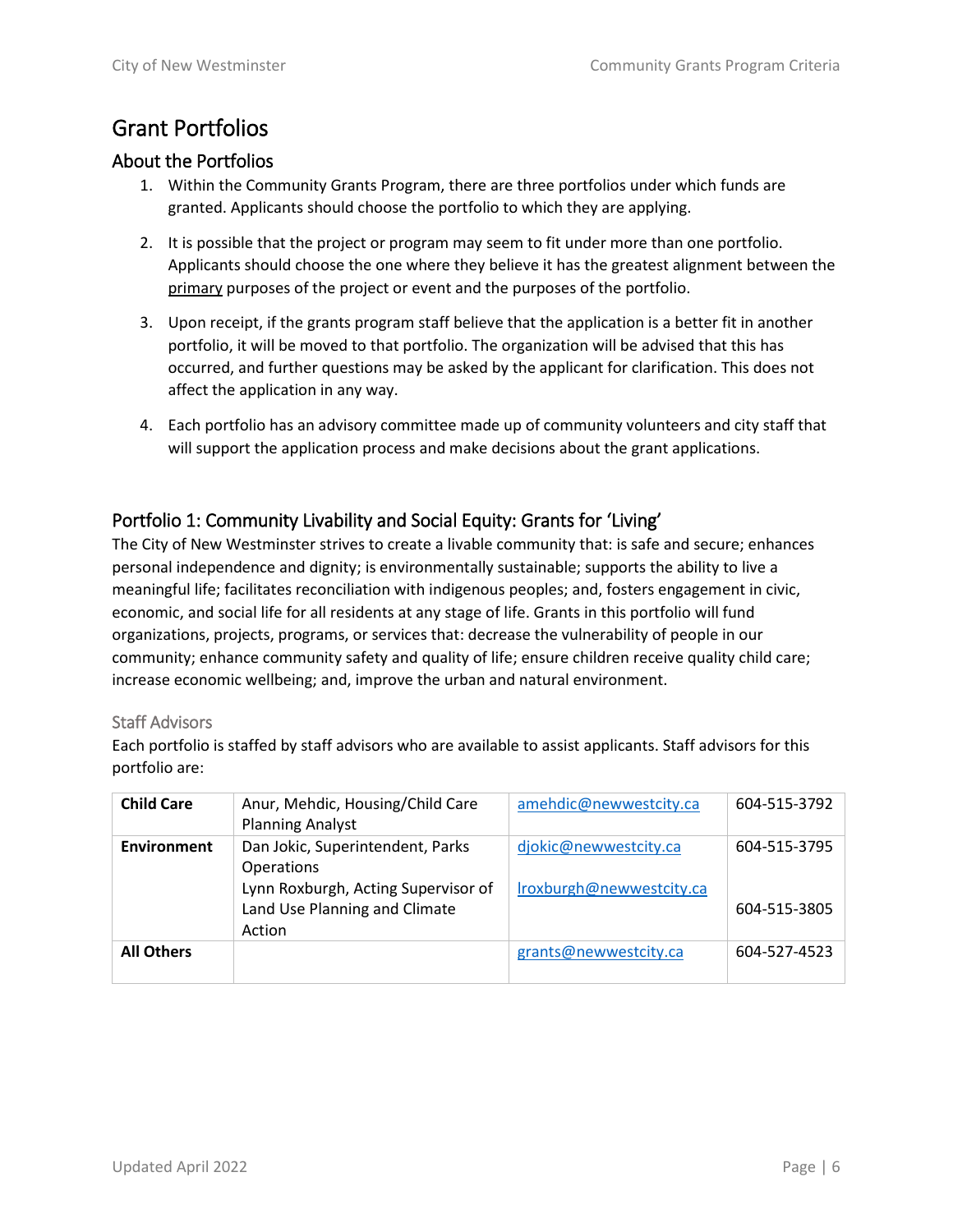# Grant Portfolios

## About the Portfolios

1. Within the Community Grants Program, there are three portfolios under which funds are granted. Applicants should choose the portfolio to which they are applying.
2. It is possible that the project or program may seem to fit under more than one portfolio. Applicants should choose the one where they believe it has the greatest alignment between the primary purposes of the project or event and the purposes of the portfolio.
3. Upon receipt, if the grants program staff believe that the application is a better fit in another portfolio, it will be moved to that portfolio. The organization will be advised that this has occurred, and further questions may be asked by the applicant for clarification. This does not affect the application in any way.
4. Each portfolio has an advisory committee made up of community volunteers and city staff that will support the application process and make decisions about the grant applications.

## Portfolio 1: Community Livability and Social Equity: Grants for 'Living'

The City of New Westminster strives to create a livable community that: is safe and secure; enhances personal independence and dignity; is environmentally sustainable; supports the ability to live a meaningful life; facilitates reconciliation with indigenous peoples; and, fosters engagement in civic, economic, and social life for all residents at any stage of life. Grants in this portfolio will fund organizations, projects, programs, or services that: decrease the vulnerability of people in our community; enhance community safety and quality of life; ensure children receive quality child care; increase economic wellbeing; and, improve the urban and natural environment.

### Staff Advisors

Each portfolio is staffed by staff advisors who are available to assist applicants. Staff advisors for this portfolio are:

| | | | |
|---|---|---|---|
| **Child Care** | Anur, Mehdic, Housing/Child Care Planning Analyst | amehdic@newwestcity.ca | 604-515-3792 |
| **Environment** | Dan Jokic, Superintendent, Parks Operations<br>Lynn Roxburgh, Acting Supervisor of Land Use Planning and Climate Action | djokic@newwestcity.ca<br>lroxburgh@newwestcity.ca | 604-515-3795<br>604-515-3805 |
| **All Others** | | grants@newwestcity.ca | 604-527-4523 |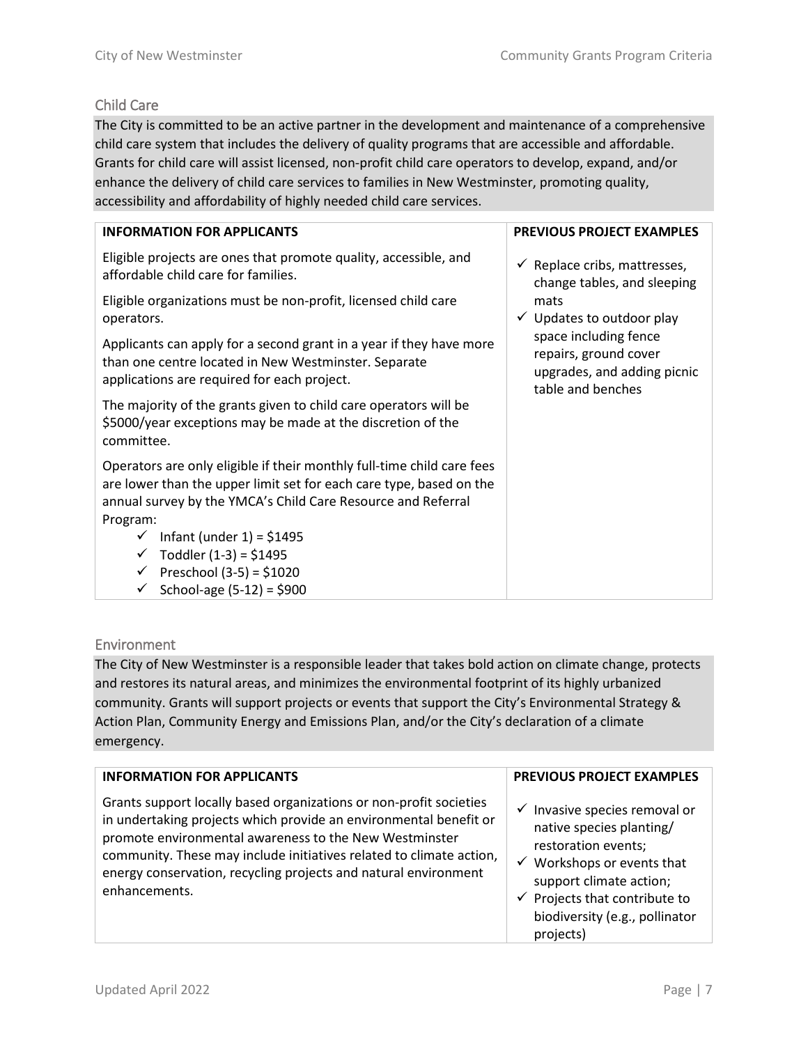## Child Care

The City is committed to be an active partner in the development and maintenance of a comprehensive child care system that includes the delivery of quality programs that are accessible and affordable. Grants for child care will assist licensed, non-profit child care operators to develop, expand, and/or enhance the delivery of child care services to families in New Westminster, promoting quality, accessibility and affordability of highly needed child care services.

| INFORMATION FOR APPLICANTS | PREVIOUS PROJECT EXAMPLES |
|---|---|
| Eligible projects are ones that promote quality, accessible, and affordable child care for families.<br><br>Eligible organizations must be non-profit, licensed child care operators.<br><br>Applicants can apply for a second grant in a year if they have more than one centre located in New Westminster. Separate applications are required for each project.<br><br>The majority of the grants given to child care operators will be \$5000/year exceptions may be made at the discretion of the committee.<br><br>Operators are only eligible if their monthly full-time child care fees are lower than the upper limit set for each care type, based on the annual survey by the YMCA's Child Care Resource and Referral Program:<br>✓ Infant (under 1) = \$1495<br>✓ Toddler (1-3) = \$1495<br>✓ Preschool (3-5) = \$1020<br>✓ School-age (5-12) = \$900 | ✓ Replace cribs, mattresses, change tables, and sleeping mats<br>✓ Updates to outdoor play space including fence repairs, ground cover upgrades, and adding picnic table and benches |

## Environment

The City of New Westminster is a responsible leader that takes bold action on climate change, protects and restores its natural areas, and minimizes the environmental footprint of its highly urbanized community. Grants will support projects or events that support the City's Environmental Strategy & Action Plan, Community Energy and Emissions Plan, and/or the City's declaration of a climate emergency.

| INFORMATION FOR APPLICANTS | PREVIOUS PROJECT EXAMPLES |
|---|---|
| Grants support locally based organizations or non-profit societies in undertaking projects which provide an environmental benefit or promote environmental awareness to the New Westminster community. These may include initiatives related to climate action, energy conservation, recycling projects and natural environment enhancements. | ✓ Invasive species removal or native species planting/ restoration events;<br>✓ Workshops or events that support climate action;<br>✓ Projects that contribute to biodiversity (e.g., pollinator projects) |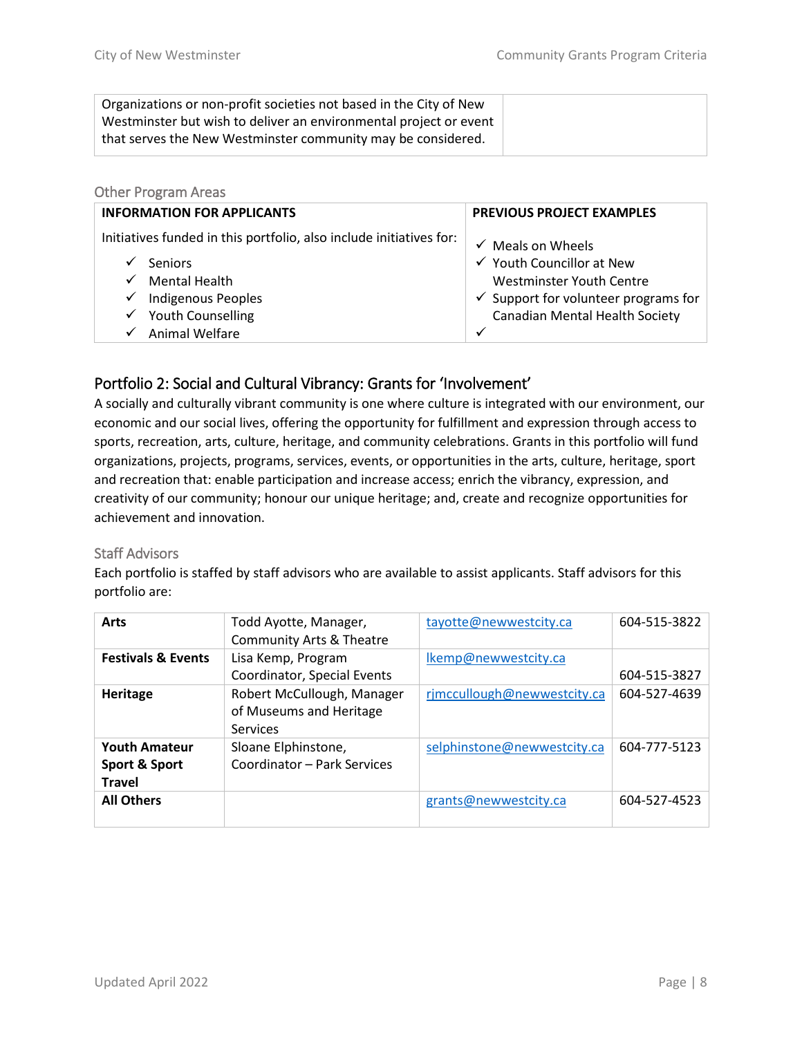| Organizations or non-profit societies not based in the City of New Westminster but wish to deliver an environmental project or event that serves the New Westminster community may be considered. | |
|---|---|

### Other Program Areas

| INFORMATION FOR APPLICANTS | PREVIOUS PROJECT EXAMPLES |
|---|---|
| Initiatives funded in this portfolio, also include initiatives for:<br>✓ Seniors<br>✓ Mental Health<br>✓ Indigenous Peoples<br>✓ Youth Counselling<br>✓ Animal Welfare | ✓ Meals on Wheels<br>✓ Youth Councillor at New Westminster Youth Centre<br>✓ Support for volunteer programs for Canadian Mental Health Society<br>✓ |

## Portfolio 2: Social and Cultural Vibrancy: Grants for 'Involvement'

A socially and culturally vibrant community is one where culture is integrated with our environment, our economic and our social lives, offering the opportunity for fulfillment and expression through access to sports, recreation, arts, culture, heritage, and community celebrations. Grants in this portfolio will fund organizations, projects, programs, services, events, or opportunities in the arts, culture, heritage, sport and recreation that: enable participation and increase access; enrich the vibrancy, expression, and creativity of our community; honour our unique heritage; and, create and recognize opportunities for achievement and innovation.

### Staff Advisors

Each portfolio is staffed by staff advisors who are available to assist applicants. Staff advisors for this portfolio are:

| | | | |
|---|---|---|---|
| **Arts** | Todd Ayotte, Manager, Community Arts & Theatre | tayotte@newwestcity.ca | 604-515-3822 |
| **Festivals & Events** | Lisa Kemp, Program Coordinator, Special Events | lkemp@newwestcity.ca | 604-515-3827 |
| **Heritage** | Robert McCullough, Manager of Museums and Heritage Services | rjmccullough@newwestcity.ca | 604-527-4639 |
| **Youth Amateur Sport & Sport Travel** | Sloane Elphinstone, Coordinator – Park Services | selphinstone@newwestcity.ca | 604-777-5123 |
| **All Others** | | grants@newwestcity.ca | 604-527-4523 |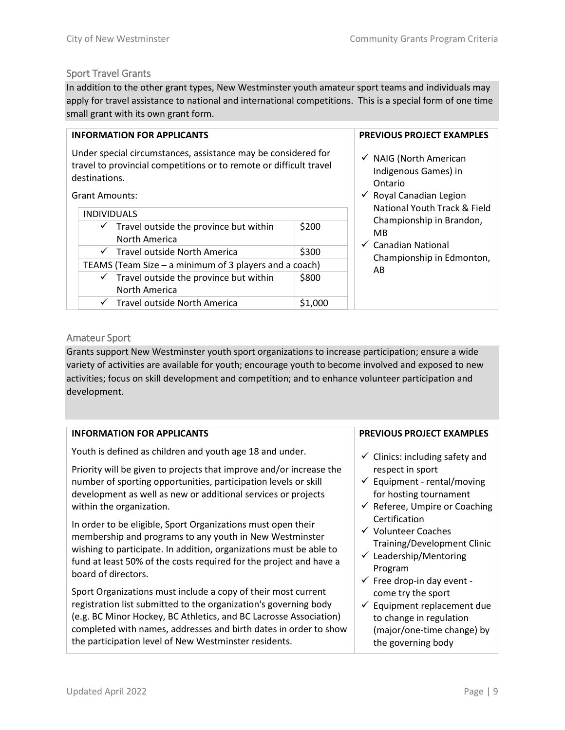## Sport Travel Grants

In addition to the other grant types, New Westminster youth amateur sport teams and individuals may apply for travel assistance to national and international competitions. This is a special form of one time small grant with its own grant form.

**INFORMATION FOR APPLICANTS**

Under special circumstances, assistance may be considered for travel to provincial competitions or to remote or difficult travel destinations.

Grant Amounts:

| INDIVIDUALS | |
|---|---|
| ✓ Travel outside the province but within North America | $200 |
| ✓ Travel outside North America | $300 |
| TEAMS (Team Size – a minimum of 3 players and a coach) | |
| ✓ Travel outside the province but within North America | $800 |
| ✓ Travel outside North America | $1,000 |

**PREVIOUS PROJECT EXAMPLES**

- ✓ NAIG (North American Indigenous Games) in Ontario
- ✓ Royal Canadian Legion National Youth Track & Field Championship in Brandon, MB
- ✓ Canadian National Championship in Edmonton, AB

## Amateur Sport

Grants support New Westminster youth sport organizations to increase participation; ensure a wide variety of activities are available for youth; encourage youth to become involved and exposed to new activities; focus on skill development and competition; and to enhance volunteer participation and development.

**INFORMATION FOR APPLICANTS**

Youth is defined as children and youth age 18 and under.

Priority will be given to projects that improve and/or increase the number of sporting opportunities, participation levels or skill development as well as new or additional services or projects within the organization.

In order to be eligible, Sport Organizations must open their membership and programs to any youth in New Westminster wishing to participate. In addition, organizations must be able to fund at least 50% of the costs required for the project and have a board of directors.

Sport Organizations must include a copy of their most current registration list submitted to the organization's governing body (e.g. BC Minor Hockey, BC Athletics, and BC Lacrosse Association) completed with names, addresses and birth dates in order to show the participation level of New Westminster residents.

**PREVIOUS PROJECT EXAMPLES**

- ✓ Clinics: including safety and respect in sport
- ✓ Equipment - rental/moving for hosting tournament
- ✓ Referee, Umpire or Coaching Certification
- ✓ Volunteer Coaches Training/Development Clinic
- ✓ Leadership/Mentoring Program
- ✓ Free drop-in day event - come try the sport
- ✓ Equipment replacement due to change in regulation (major/one-time change) by the governing body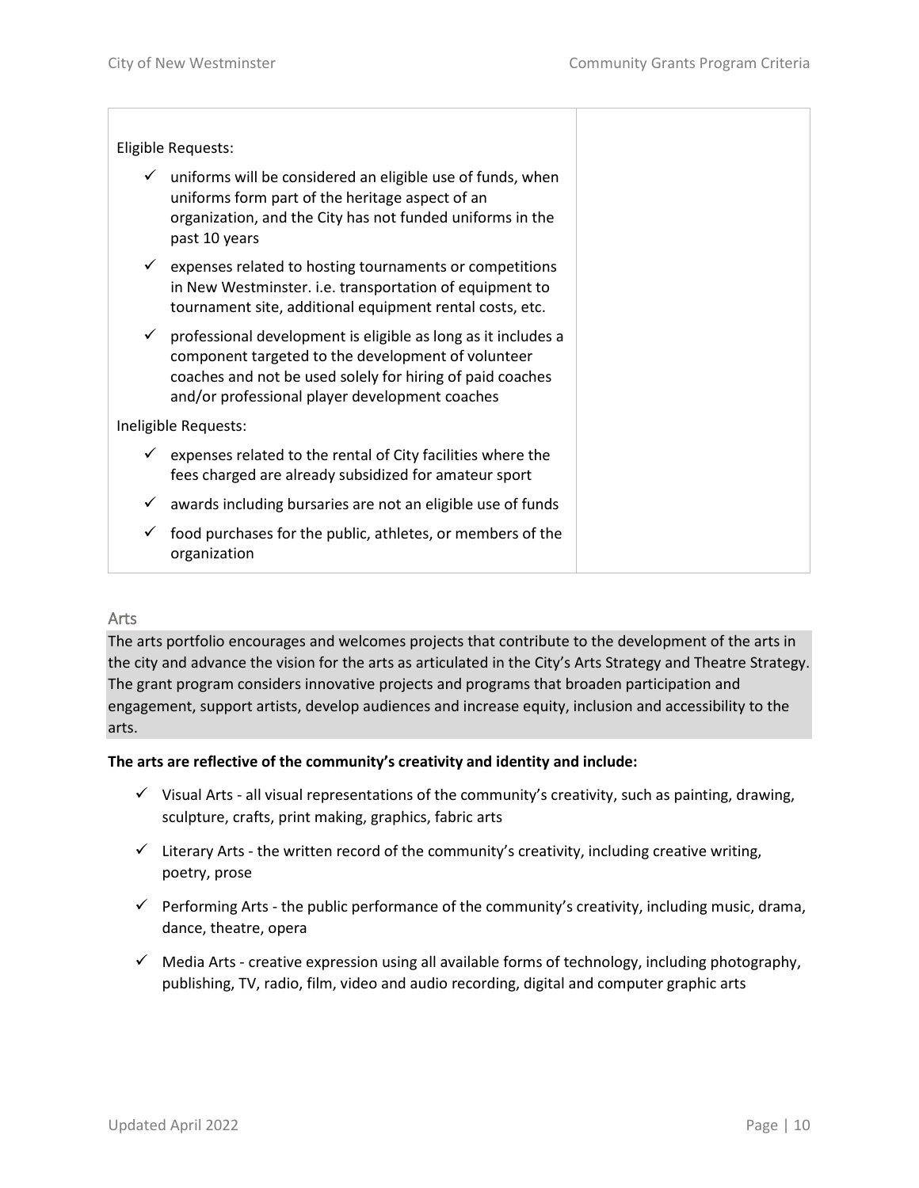| Eligible Requests:<br>✓ uniforms will be considered an eligible use of funds, when uniforms form part of the heritage aspect of an organization, and the City has not funded uniforms in the past 10 years<br>✓ expenses related to hosting tournaments or competitions in New Westminster. i.e. transportation of equipment to tournament site, additional equipment rental costs, etc.<br>✓ professional development is eligible as long as it includes a component targeted to the development of volunteer coaches and not be used solely for hiring of paid coaches and/or professional player development coaches<br>Ineligible Requests:<br>✓ expenses related to the rental of City facilities where the fees charged are already subsidized for amateur sport<br>✓ awards including bursaries are not an eligible use of funds<br>✓ food purchases for the public, athletes, or members of the organization | |
|---|---|

## Arts

The arts portfolio encourages and welcomes projects that contribute to the development of the arts in the city and advance the vision for the arts as articulated in the City's Arts Strategy and Theatre Strategy. The grant program considers innovative projects and programs that broaden participation and engagement, support artists, develop audiences and increase equity, inclusion and accessibility to the arts.

**The arts are reflective of the community's creativity and identity and include:**

- ✓ Visual Arts - all visual representations of the community's creativity, such as painting, drawing, sculpture, crafts, print making, graphics, fabric arts
- ✓ Literary Arts - the written record of the community's creativity, including creative writing, poetry, prose
- ✓ Performing Arts - the public performance of the community's creativity, including music, drama, dance, theatre, opera
- ✓ Media Arts - creative expression using all available forms of technology, including photography, publishing, TV, radio, film, video and audio recording, digital and computer graphic arts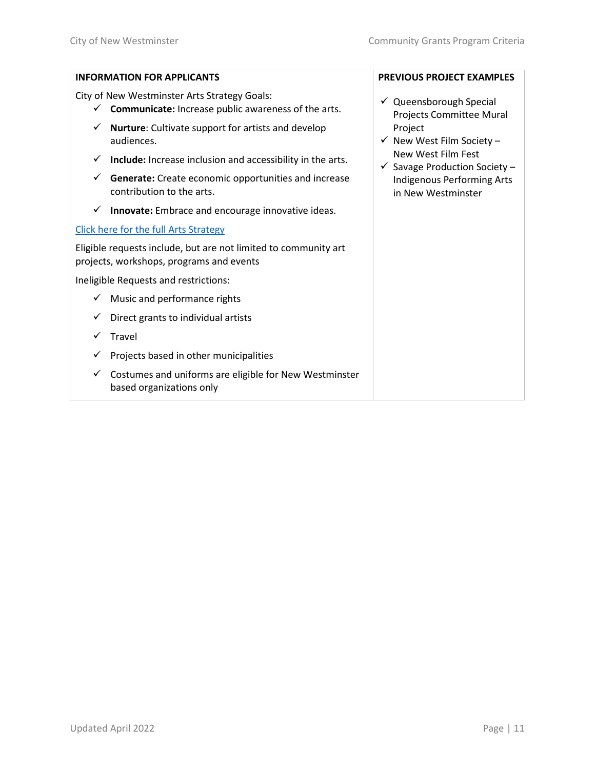| INFORMATION FOR APPLICANTS | PREVIOUS PROJECT EXAMPLES |
|---|---|
| City of New Westminster Arts Strategy Goals:<br>✓ **Communicate:** Increase public awareness of the arts.<br>✓ **Nurture**: Cultivate support for artists and develop audiences.<br>✓ **Include:** Increase inclusion and accessibility in the arts.<br>✓ **Generate:** Create economic opportunities and increase contribution to the arts.<br>✓ **Innovate:** Embrace and encourage innovative ideas.<br>Click here for the full Arts Strategy<br>Eligible requests include, but are not limited to community art projects, workshops, programs and events<br>Ineligible Requests and restrictions:<br>✓ Music and performance rights<br>✓ Direct grants to individual artists<br>✓ Travel<br>✓ Projects based in other municipalities<br>✓ Costumes and uniforms are eligible for New Westminster based organizations only | ✓ Queensborough Special Projects Committee Mural Project<br>✓ New West Film Society – New West Film Fest<br>✓ Savage Production Society – Indigenous Performing Arts in New Westminster |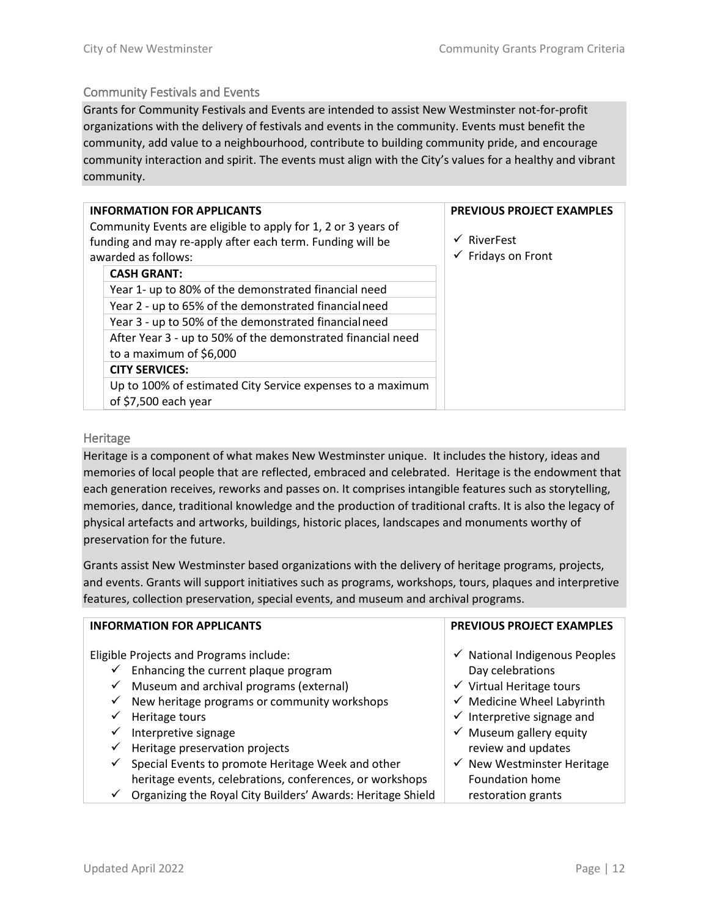## Community Festivals and Events

Grants for Community Festivals and Events are intended to assist New Westminster not-for-profit organizations with the delivery of festivals and events in the community. Events must benefit the community, add value to a neighbourhood, contribute to building community pride, and encourage community interaction and spirit. The events must align with the City's values for a healthy and vibrant community.

| INFORMATION FOR APPLICANTS | PREVIOUS PROJECT EXAMPLES |
|---|---|
| Community Events are eligible to apply for 1, 2 or 3 years of funding and may re-apply after each term. Funding will be awarded as follows:<br><br>**CASH GRANT:**<br>Year 1- up to 80% of the demonstrated financial need<br>Year 2 - up to 65% of the demonstrated financial need<br>Year 3 - up to 50% of the demonstrated financial need<br>After Year 3 - up to 50% of the demonstrated financial need to a maximum of $6,000<br>**CITY SERVICES:**<br>Up to 100% of estimated City Service expenses to a maximum of $7,500 each year | ✓ RiverFest<br>✓ Fridays on Front |

## Heritage

Heritage is a component of what makes New Westminster unique. It includes the history, ideas and memories of local people that are reflected, embraced and celebrated. Heritage is the endowment that each generation receives, reworks and passes on. It comprises intangible features such as storytelling, memories, dance, traditional knowledge and the production of traditional crafts. It is also the legacy of physical artefacts and artworks, buildings, historic places, landscapes and monuments worthy of preservation for the future.

Grants assist New Westminster based organizations with the delivery of heritage programs, projects, and events. Grants will support initiatives such as programs, workshops, tours, plaques and interpretive features, collection preservation, special events, and museum and archival programs.

| INFORMATION FOR APPLICANTS | PREVIOUS PROJECT EXAMPLES |
|---|---|
| Eligible Projects and Programs include:<br>✓ Enhancing the current plaque program<br>✓ Museum and archival programs (external)<br>✓ New heritage programs or community workshops<br>✓ Heritage tours<br>✓ Interpretive signage<br>✓ Heritage preservation projects<br>✓ Special Events to promote Heritage Week and other heritage events, celebrations, conferences, or workshops<br>✓ Organizing the Royal City Builders' Awards: Heritage Shield | ✓ National Indigenous Peoples Day celebrations<br>✓ Virtual Heritage tours<br>✓ Medicine Wheel Labyrinth<br>✓ Interpretive signage and<br>✓ Museum gallery equity review and updates<br>✓ New Westminster Heritage Foundation home restoration grants |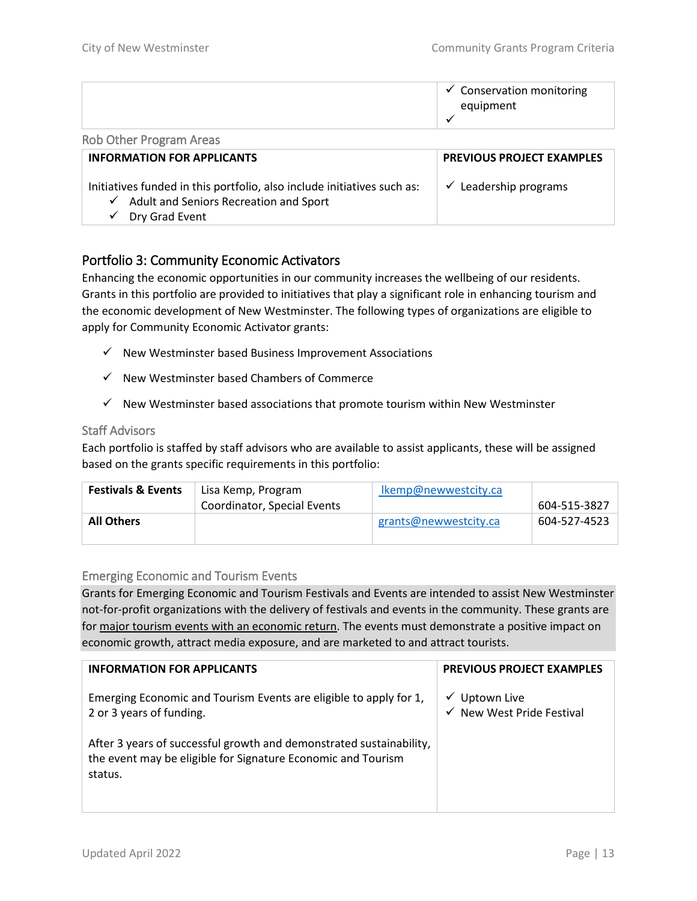| | ✓ Conservation monitoring equipment<br>✓ |
|---|---|

### Rob Other Program Areas

| INFORMATION FOR APPLICANTS | PREVIOUS PROJECT EXAMPLES |
|---|---|
| Initiatives funded in this portfolio, also include initiatives such as:<br>✓ Adult and Seniors Recreation and Sport<br>✓ Dry Grad Event | ✓ Leadership programs |

## Portfolio 3: Community Economic Activators

Enhancing the economic opportunities in our community increases the wellbeing of our residents. Grants in this portfolio are provided to initiatives that play a significant role in enhancing tourism and the economic development of New Westminster. The following types of organizations are eligible to apply for Community Economic Activator grants:

- ✓ New Westminster based Business Improvement Associations
- ✓ New Westminster based Chambers of Commerce
- ✓ New Westminster based associations that promote tourism within New Westminster

### Staff Advisors

Each portfolio is staffed by staff advisors who are available to assist applicants, these will be assigned based on the grants specific requirements in this portfolio:

| **Festivals & Events** | Lisa Kemp, Program Coordinator, Special Events | lkemp@newwestcity.ca | 604-515-3827 |
|---|---|---|---|
| **All Others** | | grants@newwestcity.ca | 604-527-4523 |

### Emerging Economic and Tourism Events

Grants for Emerging Economic and Tourism Festivals and Events are intended to assist New Westminster not-for-profit organizations with the delivery of festivals and events in the community. These grants are for major tourism events with an economic return. The events must demonstrate a positive impact on economic growth, attract media exposure, and are marketed to and attract tourists.

| INFORMATION FOR APPLICANTS | PREVIOUS PROJECT EXAMPLES |
|---|---|
| Emerging Economic and Tourism Events are eligible to apply for 1, 2 or 3 years of funding.<br><br>After 3 years of successful growth and demonstrated sustainability, the event may be eligible for Signature Economic and Tourism status. | ✓ Uptown Live<br>✓ New West Pride Festival |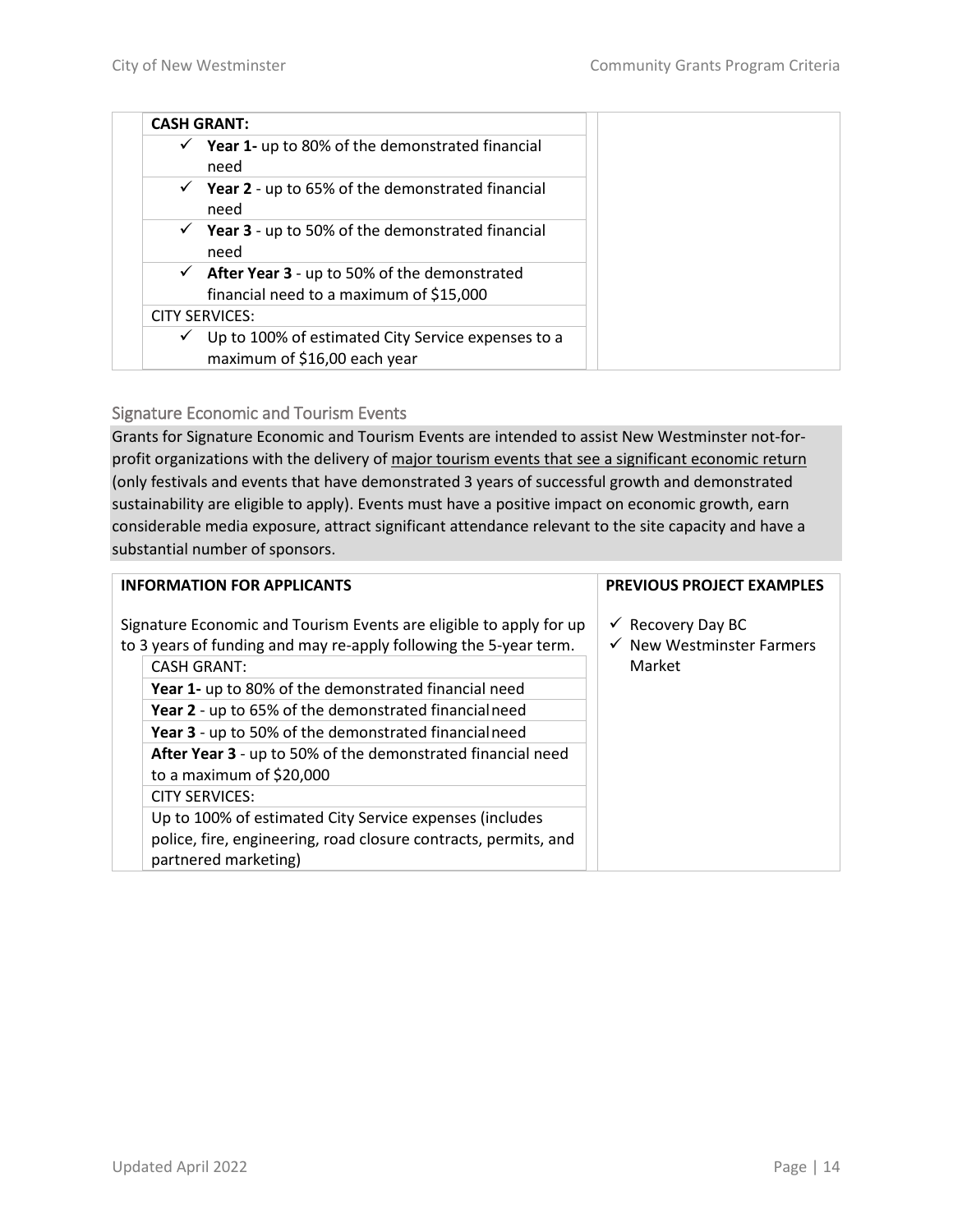| CASH GRANT: | |
|---|---|
| ✓ **Year 1-** up to 80% of the demonstrated financial need | |
| ✓ **Year 2** - up to 65% of the demonstrated financial need | |
| ✓ **Year 3** - up to 50% of the demonstrated financial need | |
| ✓ **After Year 3** - up to 50% of the demonstrated financial need to a maximum of $15,000 | |
| CITY SERVICES: | |
| ✓ Up to 100% of estimated City Service expenses to a maximum of $16,00 each year | |

### Signature Economic and Tourism Events

Grants for Signature Economic and Tourism Events are intended to assist New Westminster not-for-profit organizations with the delivery of major tourism events that see a significant economic return (only festivals and events that have demonstrated 3 years of successful growth and demonstrated sustainability are eligible to apply). Events must have a positive impact on economic growth, earn considerable media exposure, attract significant attendance relevant to the site capacity and have a substantial number of sponsors.

| INFORMATION FOR APPLICANTS | PREVIOUS PROJECT EXAMPLES |
|---|---|
| Signature Economic and Tourism Events are eligible to apply for up to 3 years of funding and may re-apply following the 5-year term. | ✓ Recovery Day BC<br>✓ New Westminster Farmers Market |
| CASH GRANT: | |
| **Year 1-** up to 80% of the demonstrated financial need | |
| **Year 2** - up to 65% of the demonstrated financial need | |
| **Year 3** - up to 50% of the demonstrated financial need | |
| **After Year 3** - up to 50% of the demonstrated financial need to a maximum of $20,000 | |
| CITY SERVICES: | |
| Up to 100% of estimated City Service expenses (includes police, fire, engineering, road closure contracts, permits, and partnered marketing) | |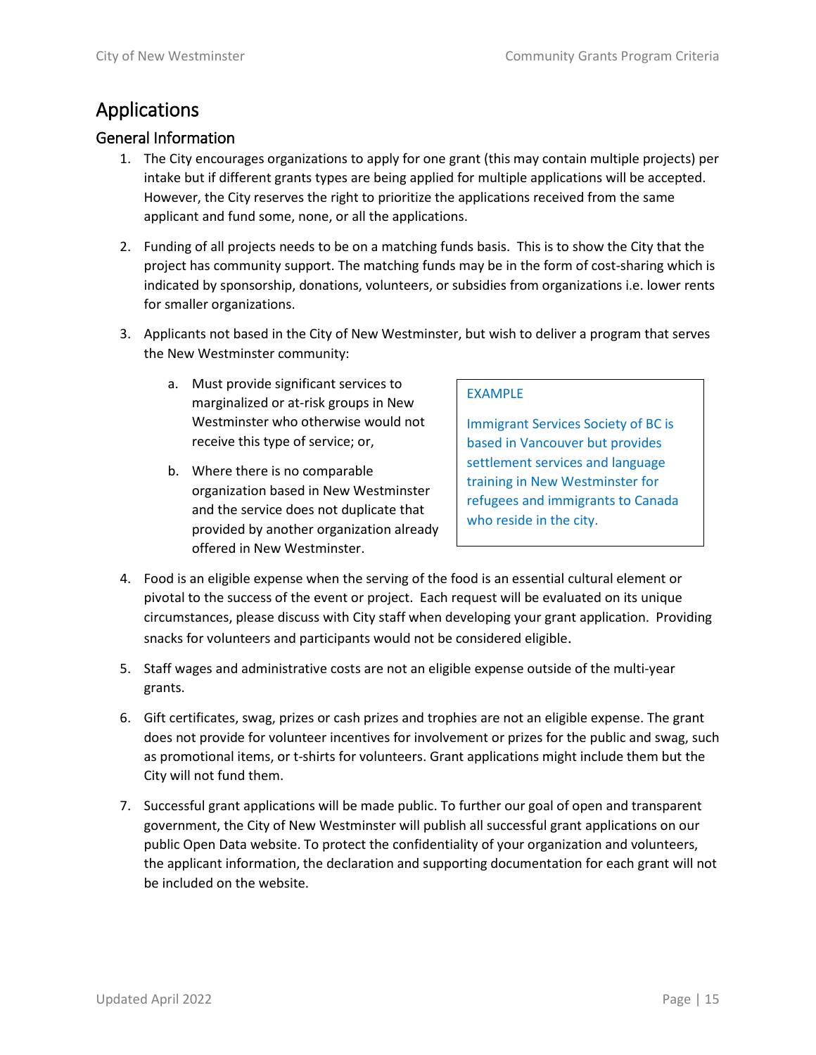# Applications

## General Information

1. The City encourages organizations to apply for one grant (this may contain multiple projects) per intake but if different grants types are being applied for multiple applications will be accepted. However, the City reserves the right to prioritize the applications received from the same applicant and fund some, none, or all the applications.

2. Funding of all projects needs to be on a matching funds basis. This is to show the City that the project has community support. The matching funds may be in the form of cost-sharing which is indicated by sponsorship, donations, volunteers, or subsidies from organizations i.e. lower rents for smaller organizations.

3. Applicants not based in the City of New Westminster, but wish to deliver a program that serves the New Westminster community:

    a. Must provide significant services to marginalized or at-risk groups in New Westminster who otherwise would not receive this type of service; or,

    b. Where there is no comparable organization based in New Westminster and the service does not duplicate that provided by another organization already offered in New Westminster.

> EXAMPLE
>
> Immigrant Services Society of BC is based in Vancouver but provides settlement services and language training in New Westminster for refugees and immigrants to Canada who reside in the city.

4. Food is an eligible expense when the serving of the food is an essential cultural element or pivotal to the success of the event or project. Each request will be evaluated on its unique circumstances, please discuss with City staff when developing your grant application. Providing snacks for volunteers and participants would not be considered eligible.

5. Staff wages and administrative costs are not an eligible expense outside of the multi-year grants.

6. Gift certificates, swag, prizes or cash prizes and trophies are not an eligible expense. The grant does not provide for volunteer incentives for involvement or prizes for the public and swag, such as promotional items, or t-shirts for volunteers. Grant applications might include them but the City will not fund them.

7. Successful grant applications will be made public. To further our goal of open and transparent government, the City of New Westminster will publish all successful grant applications on our public Open Data website. To protect the confidentiality of your organization and volunteers, the applicant information, the declaration and supporting documentation for each grant will not be included on the website.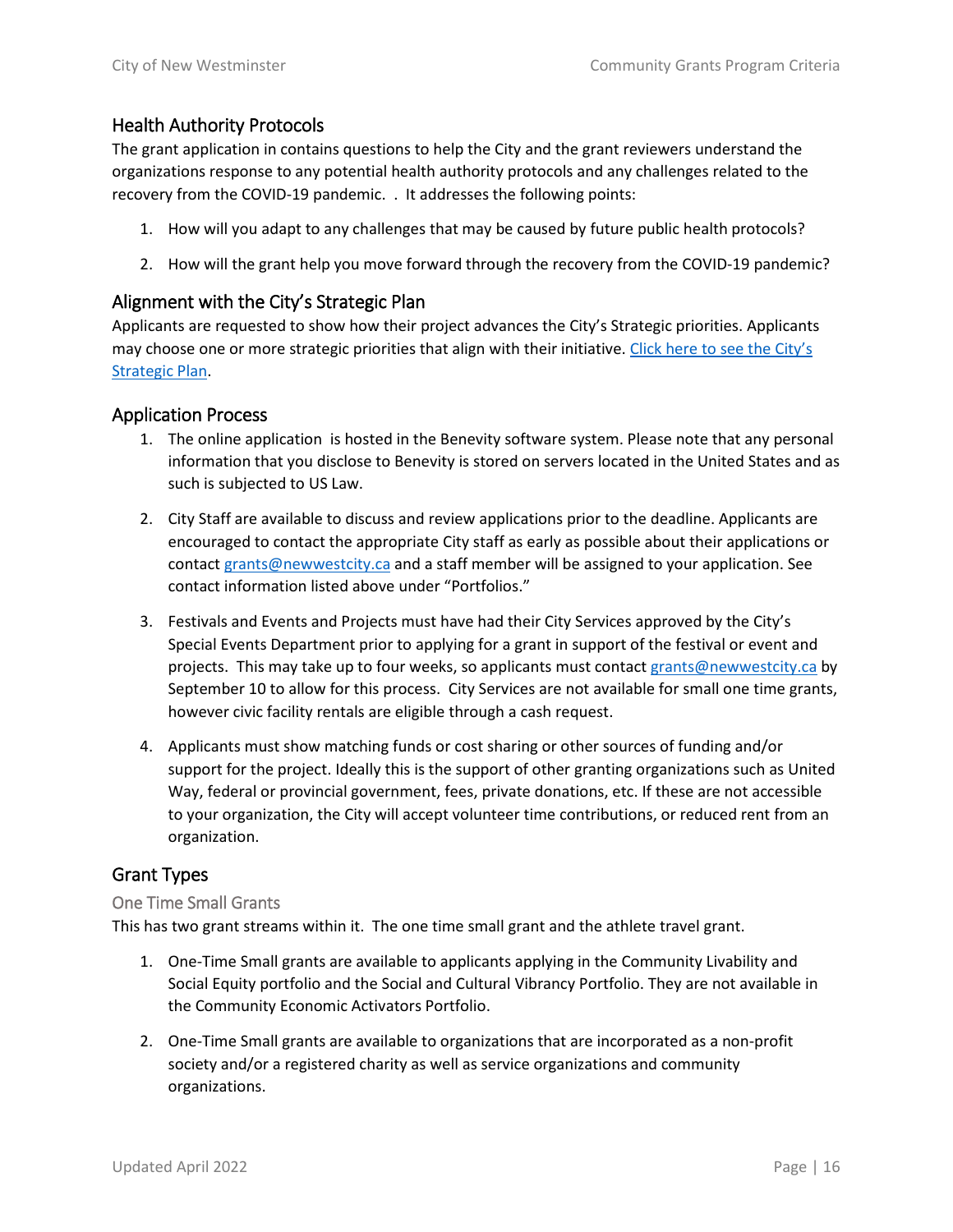## Health Authority Protocols

The grant application in contains questions to help the City and the grant reviewers understand the organizations response to any potential health authority protocols and any challenges related to the recovery from the COVID-19 pandemic. . It addresses the following points:

1. How will you adapt to any challenges that may be caused by future public health protocols?
2. How will the grant help you move forward through the recovery from the COVID-19 pandemic?

## Alignment with the City's Strategic Plan

Applicants are requested to show how their project advances the City's Strategic priorities. Applicants may choose one or more strategic priorities that align with their initiative. [Click here to see the City's Strategic Plan](#).

## Application Process

1. The online application is hosted in the Benevity software system. Please note that any personal information that you disclose to Benevity is stored on servers located in the United States and as such is subjected to US Law.
2. City Staff are available to discuss and review applications prior to the deadline. Applicants are encouraged to contact the appropriate City staff as early as possible about their applications or contact grants@newwestcity.ca and a staff member will be assigned to your application. See contact information listed above under "Portfolios."
3. Festivals and Events and Projects must have had their City Services approved by the City's Special Events Department prior to applying for a grant in support of the festival or event and projects. This may take up to four weeks, so applicants must contact grants@newwestcity.ca by September 10 to allow for this process. City Services are not available for small one time grants, however civic facility rentals are eligible through a cash request.
4. Applicants must show matching funds or cost sharing or other sources of funding and/or support for the project. Ideally this is the support of other granting organizations such as United Way, federal or provincial government, fees, private donations, etc. If these are not accessible to your organization, the City will accept volunteer time contributions, or reduced rent from an organization.

## Grant Types

### One Time Small Grants

This has two grant streams within it. The one time small grant and the athlete travel grant.

1. One-Time Small grants are available to applicants applying in the Community Livability and Social Equity portfolio and the Social and Cultural Vibrancy Portfolio. They are not available in the Community Economic Activators Portfolio.
2. One-Time Small grants are available to organizations that are incorporated as a non-profit society and/or a registered charity as well as service organizations and community organizations.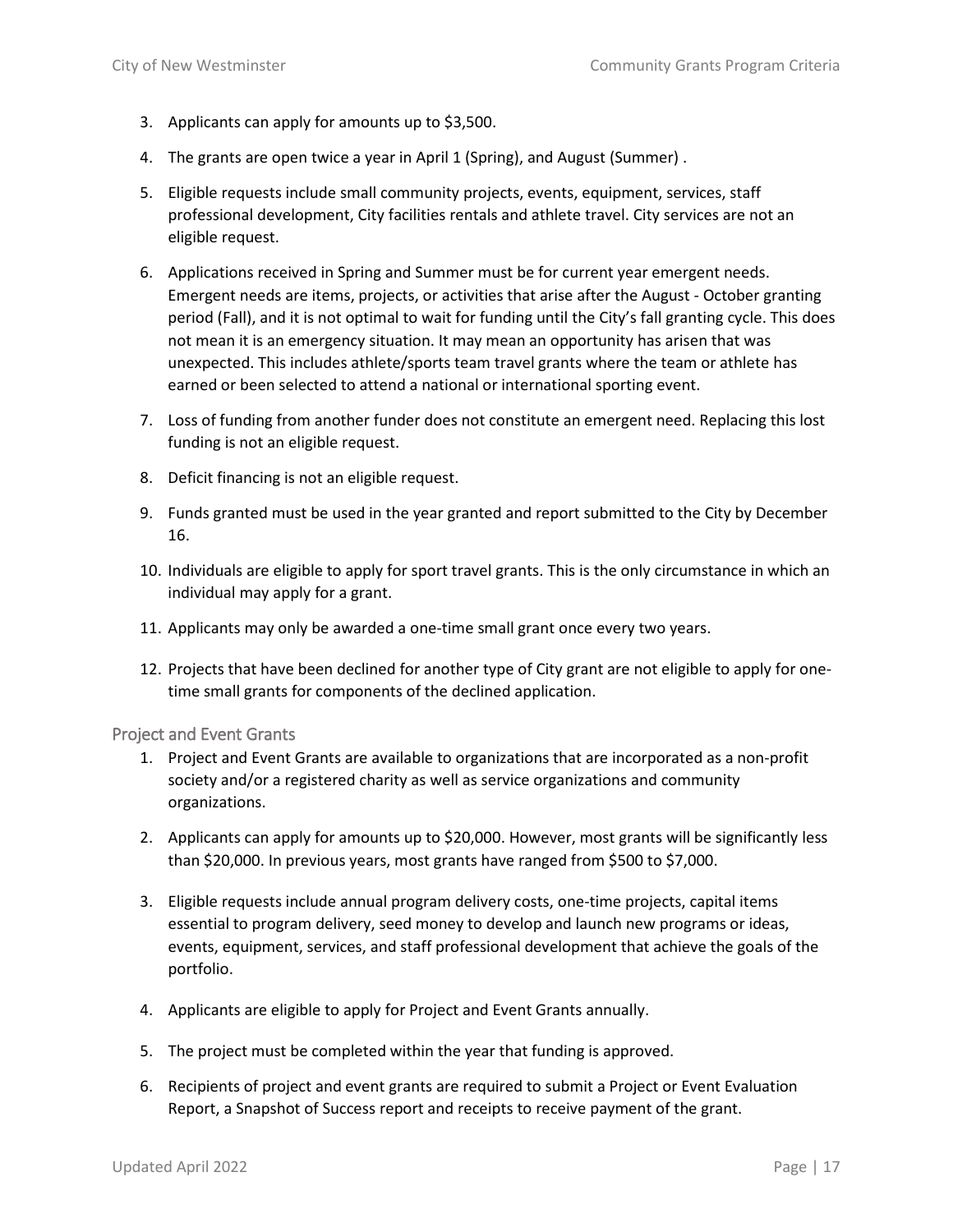3. Applicants can apply for amounts up to $3,500.
4. The grants are open twice a year in April 1 (Spring), and August (Summer) .
5. Eligible requests include small community projects, events, equipment, services, staff professional development, City facilities rentals and athlete travel. City services are not an eligible request.
6. Applications received in Spring and Summer must be for current year emergent needs. Emergent needs are items, projects, or activities that arise after the August - October granting period (Fall), and it is not optimal to wait for funding until the City's fall granting cycle. This does not mean it is an emergency situation. It may mean an opportunity has arisen that was unexpected. This includes athlete/sports team travel grants where the team or athlete has earned or been selected to attend a national or international sporting event.
7. Loss of funding from another funder does not constitute an emergent need. Replacing this lost funding is not an eligible request.
8. Deficit financing is not an eligible request.
9. Funds granted must be used in the year granted and report submitted to the City by December 16.
10. Individuals are eligible to apply for sport travel grants. This is the only circumstance in which an individual may apply for a grant.
11. Applicants may only be awarded a one-time small grant once every two years.
12. Projects that have been declined for another type of City grant are not eligible to apply for one-time small grants for components of the declined application.

## Project and Event Grants

1. Project and Event Grants are available to organizations that are incorporated as a non-profit society and/or a registered charity as well as service organizations and community organizations.
2. Applicants can apply for amounts up to $20,000. However, most grants will be significantly less than $20,000. In previous years, most grants have ranged from $500 to $7,000.
3. Eligible requests include annual program delivery costs, one-time projects, capital items essential to program delivery, seed money to develop and launch new programs or ideas, events, equipment, services, and staff professional development that achieve the goals of the portfolio.
4. Applicants are eligible to apply for Project and Event Grants annually.
5. The project must be completed within the year that funding is approved.
6. Recipients of project and event grants are required to submit a Project or Event Evaluation Report, a Snapshot of Success report and receipts to receive payment of the grant.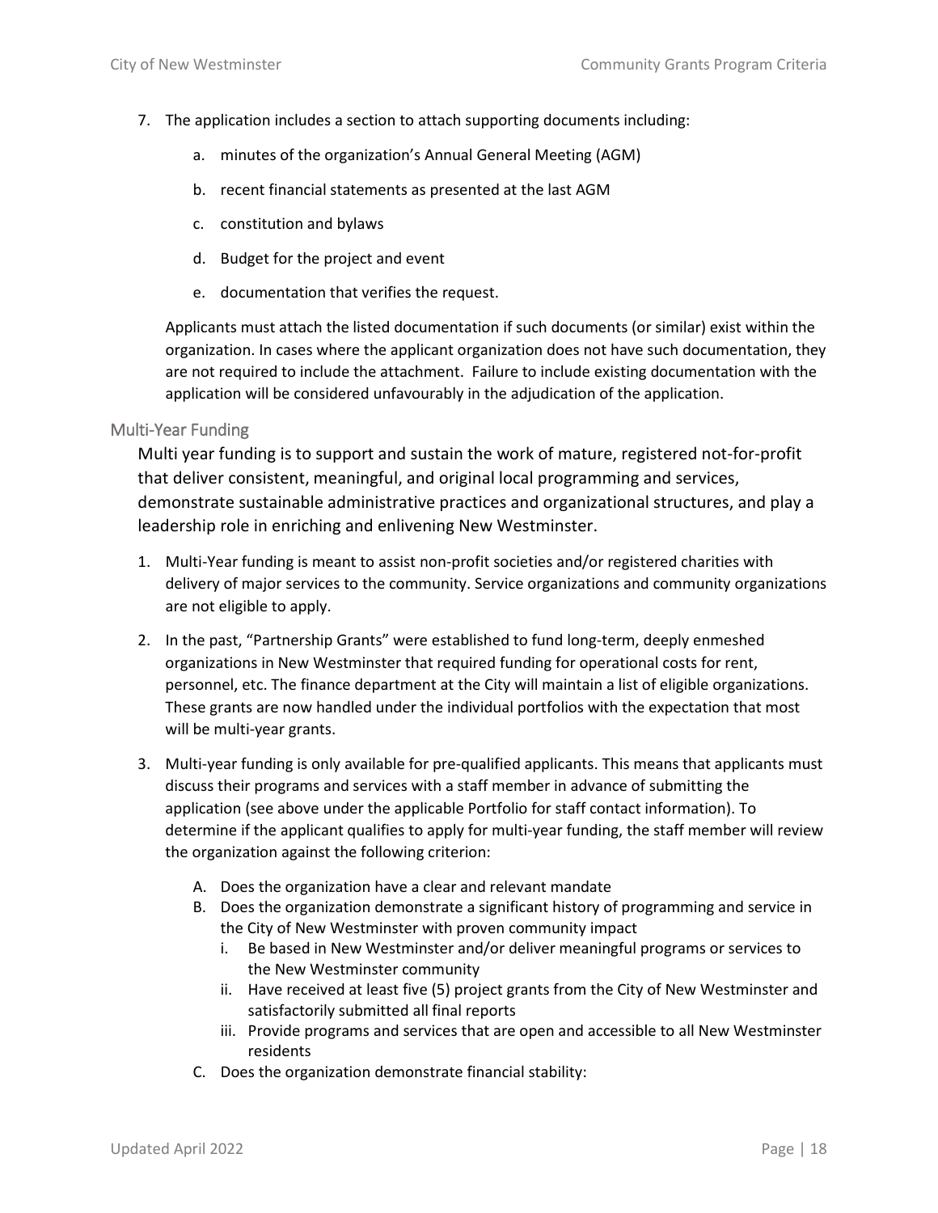7. The application includes a section to attach supporting documents including:

    a. minutes of the organization's Annual General Meeting (AGM)

    b. recent financial statements as presented at the last AGM

    c. constitution and bylaws

    d. Budget for the project and event

    e. documentation that verifies the request.

    Applicants must attach the listed documentation if such documents (or similar) exist within the organization. In cases where the applicant organization does not have such documentation, they are not required to include the attachment. Failure to include existing documentation with the application will be considered unfavourably in the adjudication of the application.

## Multi-Year Funding

Multi year funding is to support and sustain the work of mature, registered not-for-profit that deliver consistent, meaningful, and original local programming and services, demonstrate sustainable administrative practices and organizational structures, and play a leadership role in enriching and enlivening New Westminster.

1. Multi-Year funding is meant to assist non-profit societies and/or registered charities with delivery of major services to the community. Service organizations and community organizations are not eligible to apply.

2. In the past, "Partnership Grants" were established to fund long-term, deeply enmeshed organizations in New Westminster that required funding for operational costs for rent, personnel, etc. The finance department at the City will maintain a list of eligible organizations. These grants are now handled under the individual portfolios with the expectation that most will be multi-year grants.

3. Multi-year funding is only available for pre-qualified applicants. This means that applicants must discuss their programs and services with a staff member in advance of submitting the application (see above under the applicable Portfolio for staff contact information). To determine if the applicant qualifies to apply for multi-year funding, the staff member will review the organization against the following criterion:

    A. Does the organization have a clear and relevant mandate
    B. Does the organization demonstrate a significant history of programming and service in the City of New Westminster with proven community impact
        i. Be based in New Westminster and/or deliver meaningful programs or services to the New Westminster community
        ii. Have received at least five (5) project grants from the City of New Westminster and satisfactorily submitted all final reports
        iii. Provide programs and services that are open and accessible to all New Westminster residents
    C. Does the organization demonstrate financial stability: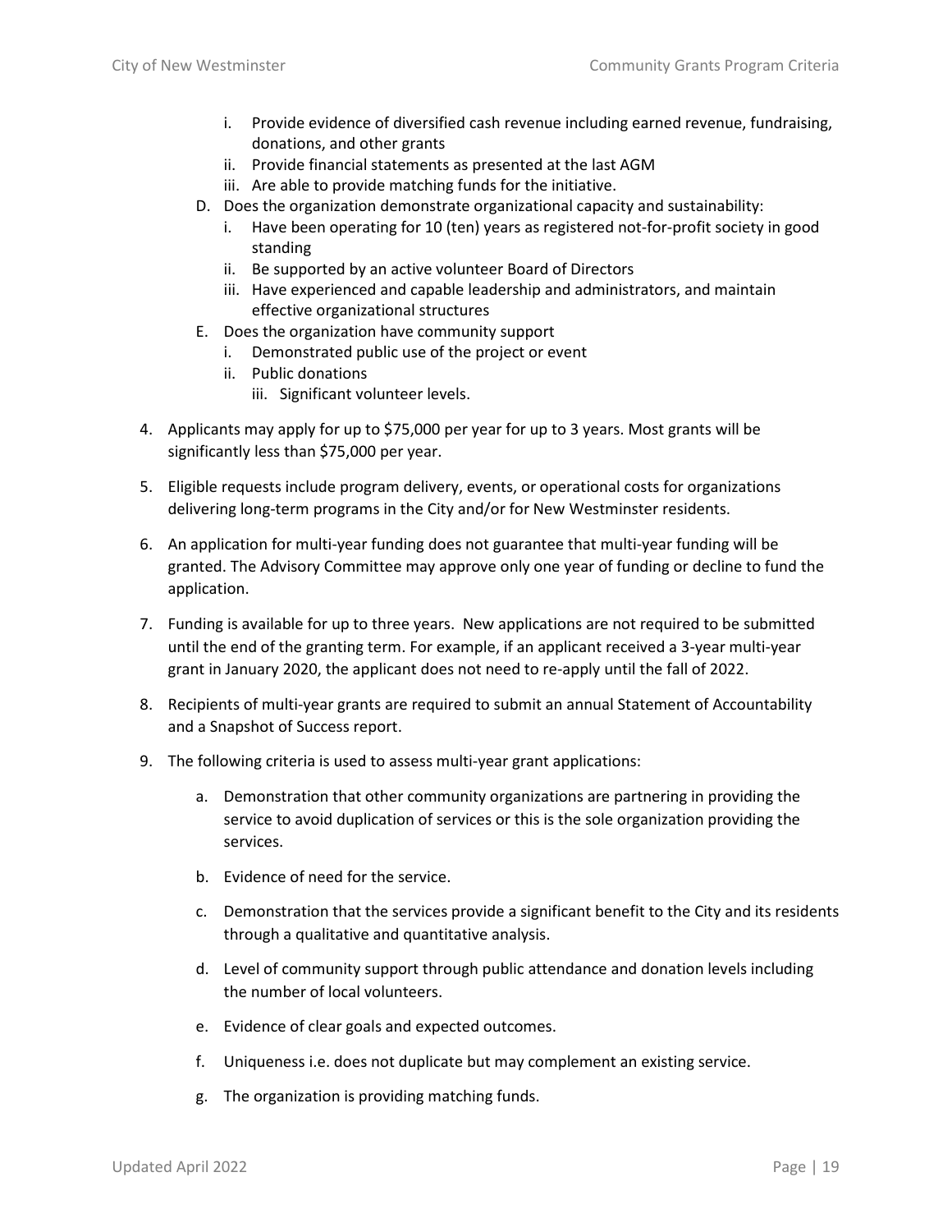- i. Provide evidence of diversified cash revenue including earned revenue, fundraising, donations, and other grants
   - ii. Provide financial statements as presented at the last AGM
   - iii. Are able to provide matching funds for the initiative.

- D. Does the organization demonstrate organizational capacity and sustainability:
   - i. Have been operating for 10 (ten) years as registered not-for-profit society in good standing
   - ii. Be supported by an active volunteer Board of Directors
   - iii. Have experienced and capable leadership and administrators, and maintain effective organizational structures
- E. Does the organization have community support
   - i. Demonstrated public use of the project or event
   - ii. Public donations
   - iii. Significant volunteer levels.

4. Applicants may apply for up to $75,000 per year for up to 3 years. Most grants will be significantly less than $75,000 per year.

5. Eligible requests include program delivery, events, or operational costs for organizations delivering long-term programs in the City and/or for New Westminster residents.

6. An application for multi-year funding does not guarantee that multi-year funding will be granted. The Advisory Committee may approve only one year of funding or decline to fund the application.

7. Funding is available for up to three years. New applications are not required to be submitted until the end of the granting term. For example, if an applicant received a 3-year multi-year grant in January 2020, the applicant does not need to re-apply until the fall of 2022.

8. Recipients of multi-year grants are required to submit an annual Statement of Accountability and a Snapshot of Success report.

9. The following criteria is used to assess multi-year grant applications:

   a. Demonstration that other community organizations are partnering in providing the service to avoid duplication of services or this is the sole organization providing the services.

   b. Evidence of need for the service.

   c. Demonstration that the services provide a significant benefit to the City and its residents through a qualitative and quantitative analysis.

   d. Level of community support through public attendance and donation levels including the number of local volunteers.

   e. Evidence of clear goals and expected outcomes.

   f. Uniqueness i.e. does not duplicate but may complement an existing service.

   g. The organization is providing matching funds.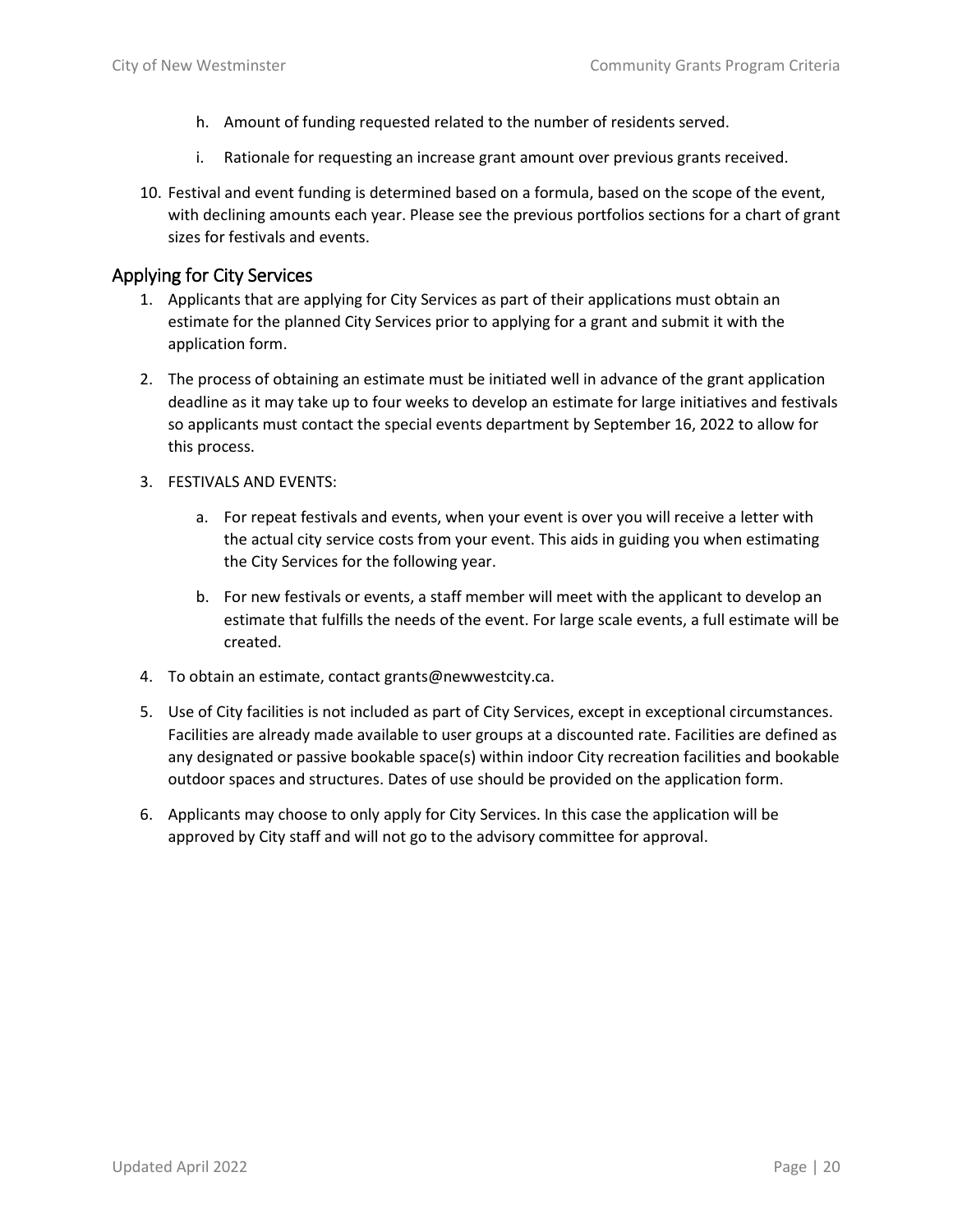h. Amount of funding requested related to the number of residents served.

   i. Rationale for requesting an increase grant amount over previous grants received.

10. Festival and event funding is determined based on a formula, based on the scope of the event, with declining amounts each year. Please see the previous portfolios sections for a chart of grant sizes for festivals and events.

## Applying for City Services

1. Applicants that are applying for City Services as part of their applications must obtain an estimate for the planned City Services prior to applying for a grant and submit it with the application form.

2. The process of obtaining an estimate must be initiated well in advance of the grant application deadline as it may take up to four weeks to develop an estimate for large initiatives and festivals so applicants must contact the special events department by September 16, 2022 to allow for this process.

3. FESTIVALS AND EVENTS:

   a. For repeat festivals and events, when your event is over you will receive a letter with the actual city service costs from your event. This aids in guiding you when estimating the City Services for the following year.

   b. For new festivals or events, a staff member will meet with the applicant to develop an estimate that fulfills the needs of the event. For large scale events, a full estimate will be created.

4. To obtain an estimate, contact grants@newwestcity.ca.

5. Use of City facilities is not included as part of City Services, except in exceptional circumstances. Facilities are already made available to user groups at a discounted rate. Facilities are defined as any designated or passive bookable space(s) within indoor City recreation facilities and bookable outdoor spaces and structures. Dates of use should be provided on the application form.

6. Applicants may choose to only apply for City Services. In this case the application will be approved by City staff and will not go to the advisory committee for approval.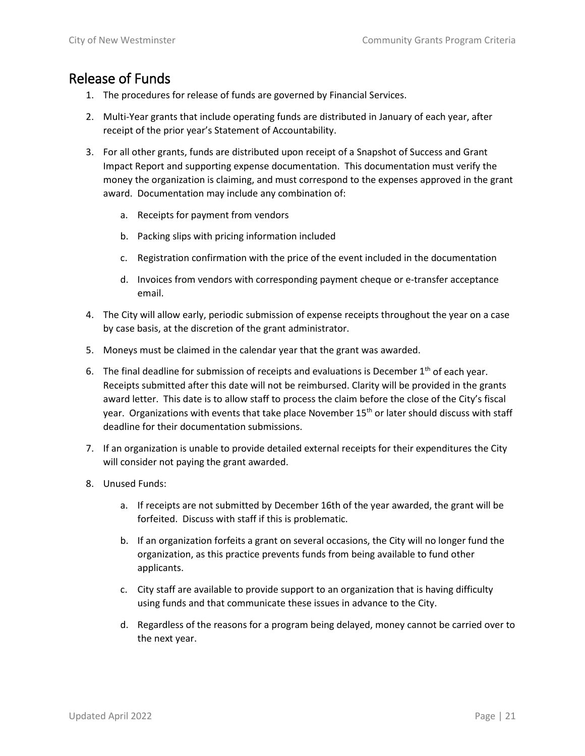## Release of Funds

1. The procedures for release of funds are governed by Financial Services.
2. Multi-Year grants that include operating funds are distributed in January of each year, after receipt of the prior year's Statement of Accountability.
3. For all other grants, funds are distributed upon receipt of a Snapshot of Success and Grant Impact Report and supporting expense documentation. This documentation must verify the money the organization is claiming, and must correspond to the expenses approved in the grant award. Documentation may include any combination of:
   a. Receipts for payment from vendors
   b. Packing slips with pricing information included
   c. Registration confirmation with the price of the event included in the documentation
   d. Invoices from vendors with corresponding payment cheque or e-transfer acceptance email.
4. The City will allow early, periodic submission of expense receipts throughout the year on a case by case basis, at the discretion of the grant administrator.
5. Moneys must be claimed in the calendar year that the grant was awarded.
6. The final deadline for submission of receipts and evaluations is December 1th of each year. Receipts submitted after this date will not be reimbursed. Clarity will be provided in the grants award letter. This date is to allow staff to process the claim before the close of the City's fiscal year. Organizations with events that take place November 15th or later should discuss with staff deadline for their documentation submissions.
7. If an organization is unable to provide detailed external receipts for their expenditures the City will consider not paying the grant awarded.
8. Unused Funds:
   a. If receipts are not submitted by December 16th of the year awarded, the grant will be forfeited. Discuss with staff if this is problematic.
   b. If an organization forfeits a grant on several occasions, the City will no longer fund the organization, as this practice prevents funds from being available to fund other applicants.
   c. City staff are available to provide support to an organization that is having difficulty using funds and that communicate these issues in advance to the City.
   d. Regardless of the reasons for a program being delayed, money cannot be carried over to the next year.